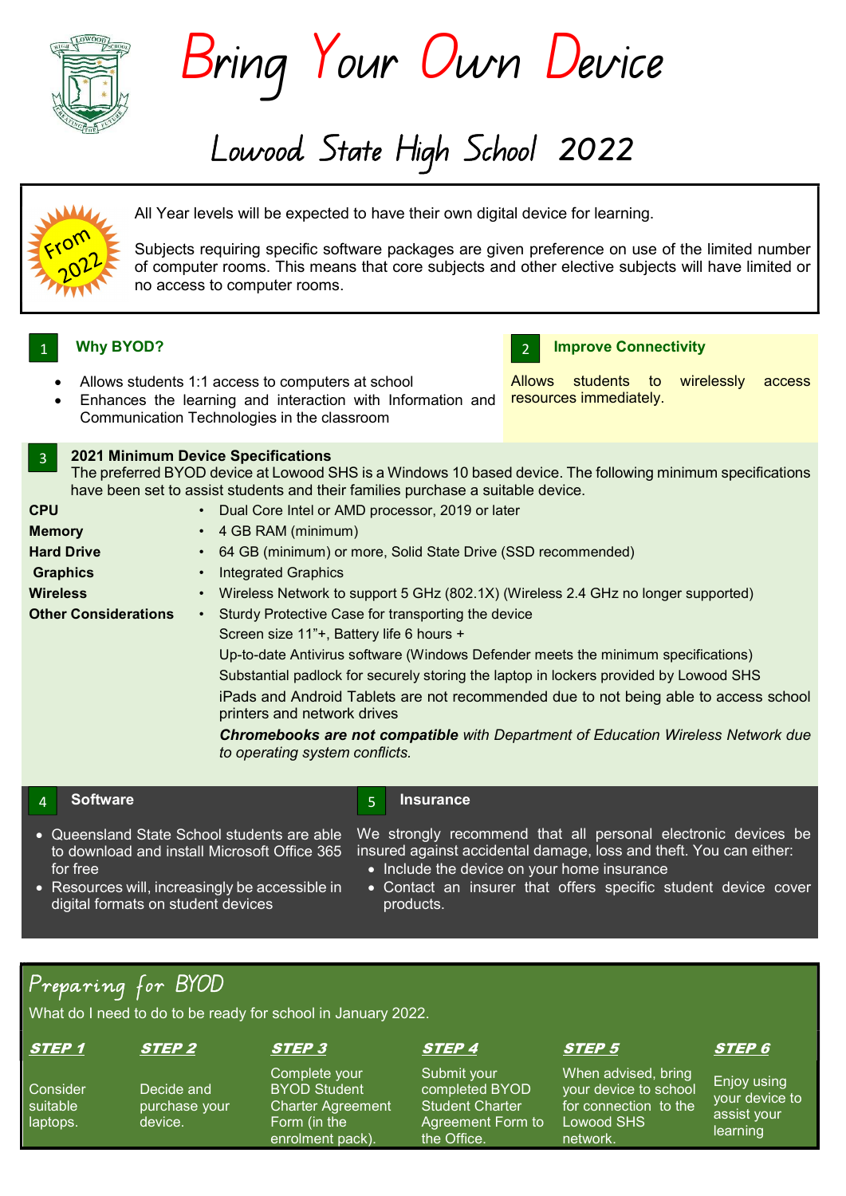# Bring Your Own Device

## Lowood State High School 2022

From 2022

All Year levels will be expected to have their own digital device for learning.

Subjects requiring specific software packages are given preference on use of the limited number of computer rooms. This means that core subjects and other elective subjects will have limited or no access to computer rooms.

### 1 Why BYOD?

- Allows students 1:1 access to computers at school
- Enhances the learning and interaction with Information and Communication Technologies in the classroom

### 2 Improve Connectivity

Allows students to wirelessly access resources immediately.

### 3 2021 Minimum Device Specifications

The preferred BYOD device at Lowood SHS is a Windows 10 based device. The following minimum specifications have been set to assist students and their families purchase a suitable device.

| | |
|---|---|
| **CPU** | • Dual Core Intel or AMD processor, 2019 or later |
| **Memory** | • 4 GB RAM (minimum) |
| **Hard Drive** | • 64 GB (minimum) or more, Solid State Drive (SSD recommended) |
| **Graphics** | • Integrated Graphics |
| **Wireless** | • Wireless Network to support 5 GHz (802.1X) (Wireless 2.4 GHz no longer supported) |
| **Other Considerations** | • Sturdy Protective Case for transporting the device<br>Screen size 11"+, Battery life 6 hours +<br>Up-to-date Antivirus software (Windows Defender meets the minimum specifications)<br>Substantial padlock for securely storing the laptop in lockers provided by Lowood SHS<br>iPads and Android Tablets are not recommended due to not being able to access school printers and network drives<br>***Chromebooks are not compatible** with Department of Education Wireless Network due to operating system conflicts.* |

### 4 Software

- Queensland State School students are able to download and install Microsoft Office 365 for free
- Resources will, increasingly be accessible in digital formats on student devices

### 5 Insurance

We strongly recommend that all personal electronic devices be insured against accidental damage, loss and theft. You can either:

- Include the device on your home insurance
- Contact an insurer that offers specific student device cover products.

## Preparing for BYOD

What do I need to do to be ready for school in January 2022.

**STEP 1**
Consider suitable laptops.

**STEP 2**
Decide and purchase your device.

**STEP 3**
Complete your BYOD Student Charter Agreement Form (in the enrolment pack).

**STEP 4**
Submit your completed BYOD Student Charter Agreement Form to the Office.

**STEP 5**
When advised, bring your device to school for connection to the Lowood SHS network.

**STEP 6**
Enjoy using your device to assist your learning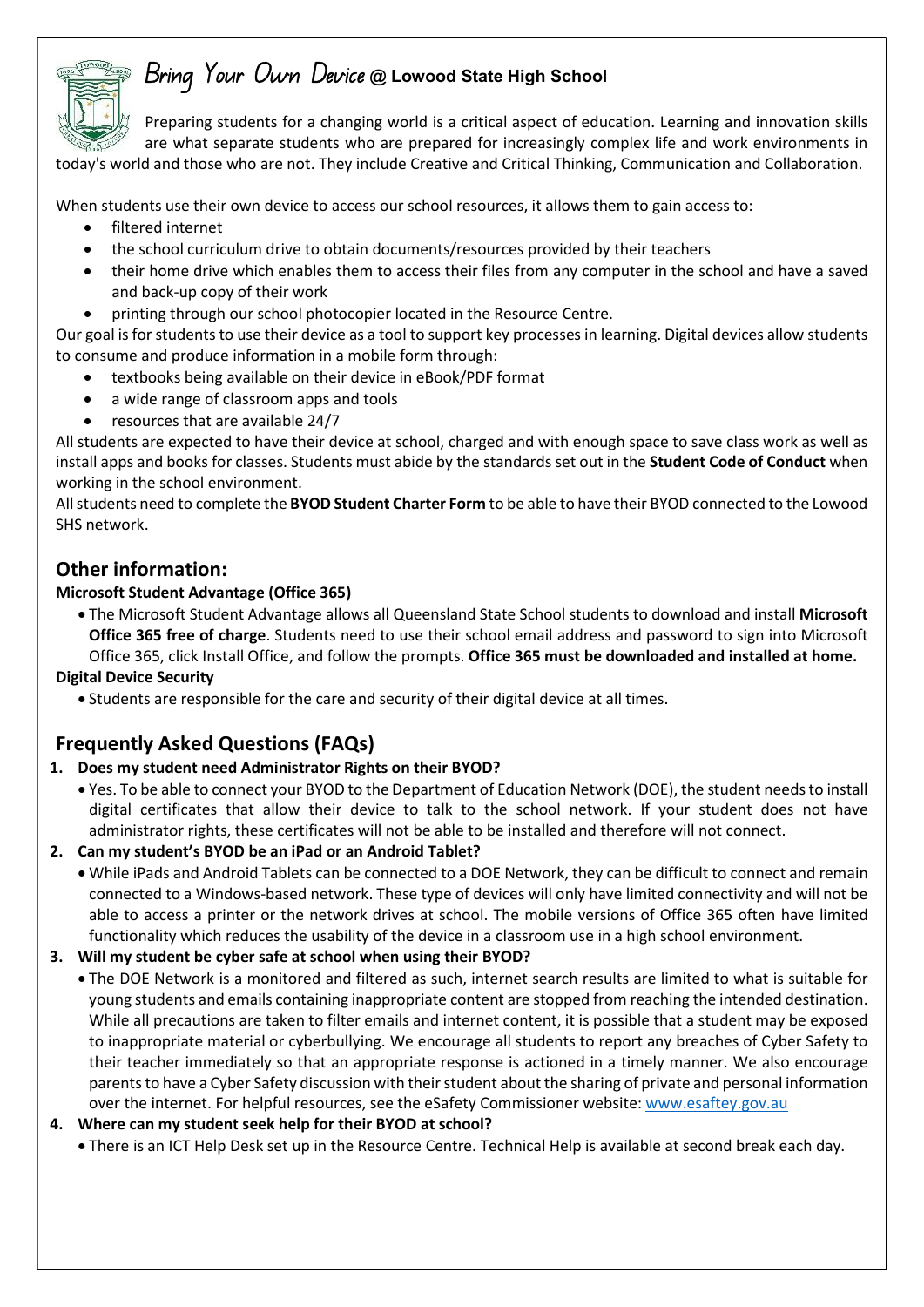# Bring Your Own Device @ Lowood State High School

Preparing students for a changing world is a critical aspect of education. Learning and innovation skills are what separate students who are prepared for increasingly complex life and work environments in today's world and those who are not. They include Creative and Critical Thinking, Communication and Collaboration.

When students use their own device to access our school resources, it allows them to gain access to:

- filtered internet
- the school curriculum drive to obtain documents/resources provided by their teachers
- their home drive which enables them to access their files from any computer in the school and have a saved and back-up copy of their work
- printing through our school photocopier located in the Resource Centre.

Our goal is for students to use their device as a tool to support key processes in learning. Digital devices allow students to consume and produce information in a mobile form through:

- textbooks being available on their device in eBook/PDF format
- a wide range of classroom apps and tools
- resources that are available 24/7

All students are expected to have their device at school, charged and with enough space to save class work as well as install apps and books for classes. Students must abide by the standards set out in the **Student Code of Conduct** when working in the school environment.

All students need to complete the **BYOD Student Charter Form** to be able to have their BYOD connected to the Lowood SHS network.

## Other information:

**Microsoft Student Advantage (Office 365)**

- The Microsoft Student Advantage allows all Queensland State School students to download and install **Microsoft Office 365 free of charge**. Students need to use their school email address and password to sign into Microsoft Office 365, click Install Office, and follow the prompts. **Office 365 must be downloaded and installed at home.**

**Digital Device Security**

- Students are responsible for the care and security of their digital device at all times.

## Frequently Asked Questions (FAQs)

1. **Does my student need Administrator Rights on their BYOD?**
   - Yes. To be able to connect your BYOD to the Department of Education Network (DOE), the student needs to install digital certificates that allow their device to talk to the school network. If your student does not have administrator rights, these certificates will not be able to be installed and therefore will not connect.
2. **Can my student's BYOD be an iPad or an Android Tablet?**
   - While iPads and Android Tablets can be connected to a DOE Network, they can be difficult to connect and remain connected to a Windows-based network. These type of devices will only have limited connectivity and will not be able to access a printer or the network drives at school. The mobile versions of Office 365 often have limited functionality which reduces the usability of the device in a classroom use in a high school environment.
3. **Will my student be cyber safe at school when using their BYOD?**
   - The DOE Network is a monitored and filtered as such, internet search results are limited to what is suitable for young students and emails containing inappropriate content are stopped from reaching the intended destination. While all precautions are taken to filter emails and internet content, it is possible that a student may be exposed to inappropriate material or cyberbullying. We encourage all students to report any breaches of Cyber Safety to their teacher immediately so that an appropriate response is actioned in a timely manner. We also encourage parents to have a Cyber Safety discussion with their student about the sharing of private and personal information over the internet. For helpful resources, see the eSafety Commissioner website: www.esaftey.gov.au
4. **Where can my student seek help for their BYOD at school?**
   - There is an ICT Help Desk set up in the Resource Centre. Technical Help is available at second break each day.